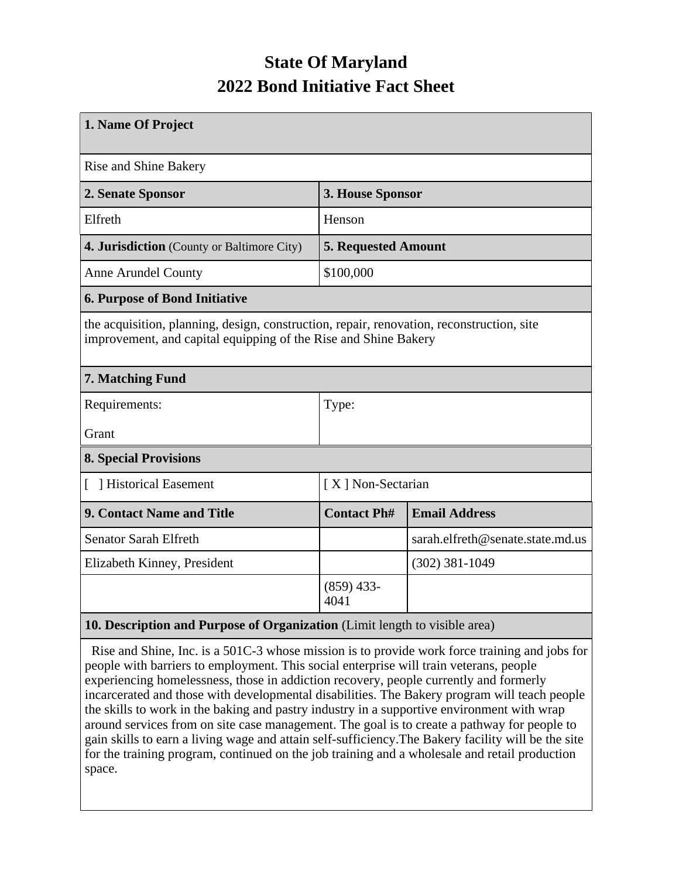# State Of Maryland
# 2022 Bond Initiative Fact Sheet

| 1. Name Of Project | | |
|---|---|---|
| Rise and Shine Bakery | | |
| **2. Senate Sponsor** | **3. House Sponsor** | |
| Elfreth | Henson | |
| **4. Jurisdiction** (County or Baltimore City) | **5. Requested Amount** | |
| Anne Arundel County | $100,000 | |
| **6. Purpose of Bond Initiative** | | |
| the acquisition, planning, design, construction, repair, renovation, reconstruction, site improvement, and capital equipping of the Rise and Shine Bakery | | |
| **7. Matching Fund** | | |
| Requirements:<br><br>Grant | Type: | |
| **8. Special Provisions** | | |
| [ ] Historical Easement | [ X ] Non-Sectarian | |
| **9. Contact Name and Title** | **Contact Ph#** | **Email Address** |
| Senator Sarah Elfreth | | sarah.elfreth@senate.state.md.us |
| Elizabeth Kinney, President | | (302) 381-1049 |
| | (859) 433-4041 | |
| **10. Description and Purpose of Organization** (Limit length to visible area) | | |
| Rise and Shine, Inc. is a 501C-3 whose mission is to provide work force training and jobs for people with barriers to employment. This social enterprise will train veterans, people experiencing homelessness, those in addiction recovery, people currently and formerly incarcerated and those with developmental disabilities. The Bakery program will teach people the skills to work in the baking and pastry industry in a supportive environment with wrap around services from on site case management. The goal is to create a pathway for people to gain skills to earn a living wage and attain self-sufficiency.The Bakery facility will be the site for the training program, continued on the job training and a wholesale and retail production space. | | |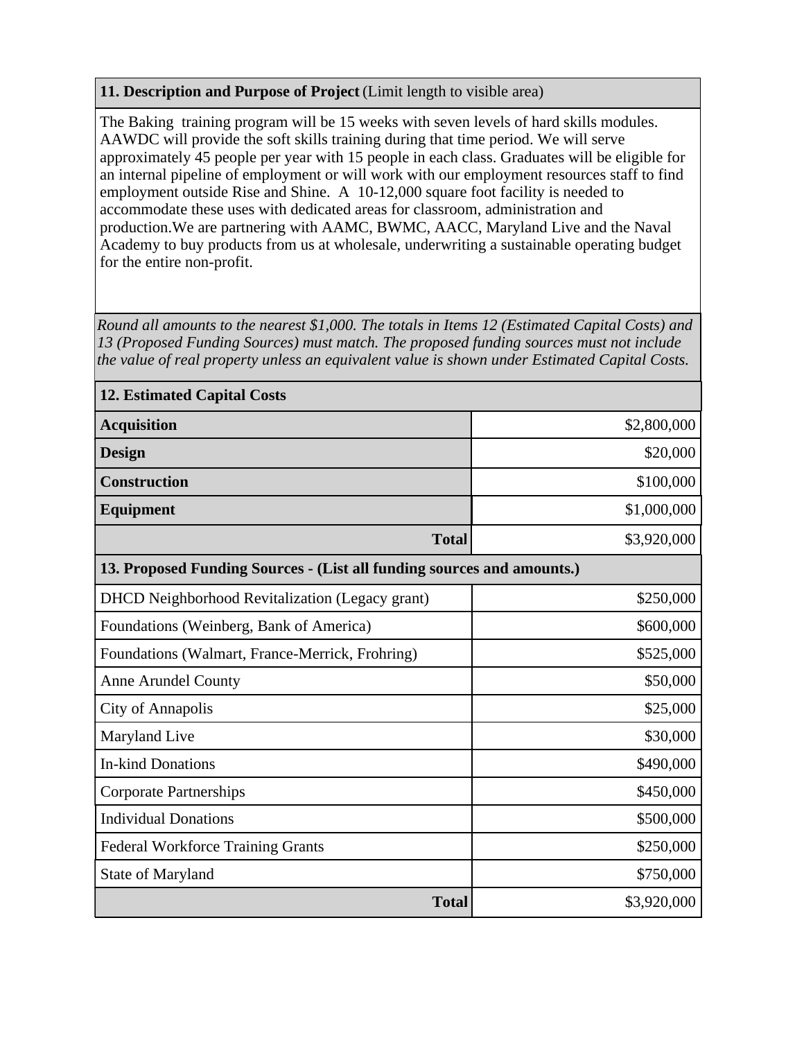**11. Description and Purpose of Project** (Limit length to visible area)

The Baking training program will be 15 weeks with seven levels of hard skills modules. AAWDC will provide the soft skills training during that time period. We will serve approximately 45 people per year with 15 people in each class. Graduates will be eligible for an internal pipeline of employment or will work with our employment resources staff to find employment outside Rise and Shine. A 10-12,000 square foot facility is needed to accommodate these uses with dedicated areas for classroom, administration and production.We are partnering with AAMC, BWMC, AACC, Maryland Live and the Naval Academy to buy products from us at wholesale, underwriting a sustainable operating budget for the entire non-profit.

*Round all amounts to the nearest $1,000. The totals in Items 12 (Estimated Capital Costs) and 13 (Proposed Funding Sources) must match. The proposed funding sources must not include the value of real property unless an equivalent value is shown under Estimated Capital Costs.*

| **12. Estimated Capital Costs** | |
|---|---|
| **Acquisition** | $2,800,000 |
| **Design** | $20,000 |
| **Construction** | $100,000 |
| **Equipment** | $1,000,000 |
| **Total** | $3,920,000 |

| **13. Proposed Funding Sources - (List all funding sources and amounts.)** | |
|---|---|
| DHCD Neighborhood Revitalization (Legacy grant) | $250,000 |
| Foundations (Weinberg, Bank of America) | $600,000 |
| Foundations (Walmart, France-Merrick, Frohring) | $525,000 |
| Anne Arundel County | $50,000 |
| City of Annapolis | $25,000 |
| Maryland Live | $30,000 |
| In-kind Donations | $490,000 |
| Corporate Partnerships | $450,000 |
| Individual Donations | $500,000 |
| Federal Workforce Training Grants | $250,000 |
| State of Maryland | $750,000 |
| **Total** | $3,920,000 |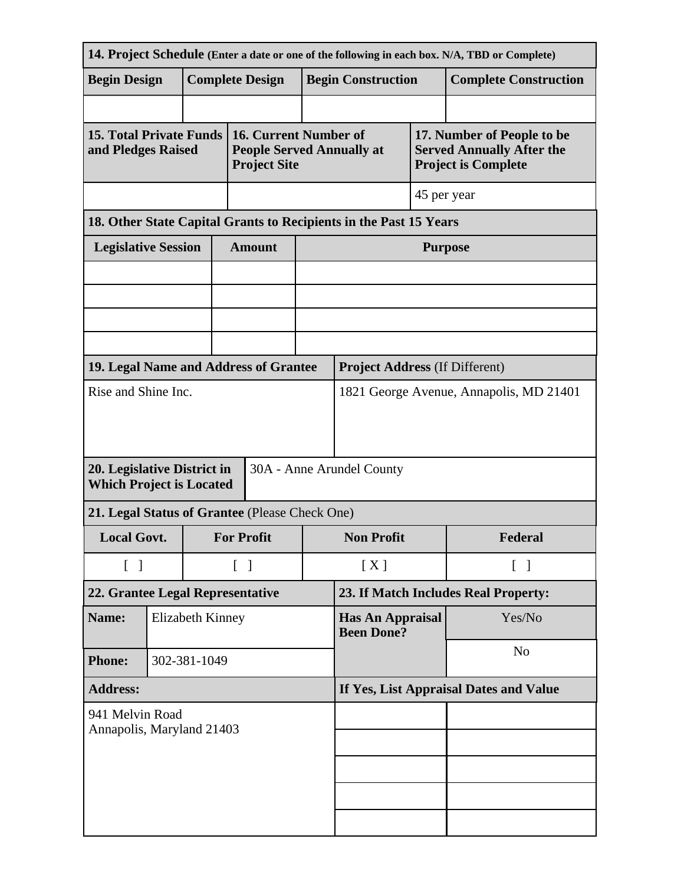| 14. Project Schedule (Enter a date or one of the following in each box. N/A, TBD or Complete) | | | |
|---|---|---|---|
| **Begin Design** | **Complete Design** | **Begin Construction** | **Complete Construction** |
| | | | |

| 15. Total Private Funds and Pledges Raised | 16. Current Number of People Served Annually at Project Site | 17. Number of People to be Served Annually After the Project is Complete |
|---|---|---|
| | | 45 per year |

| 18. Other State Capital Grants to Recipients in the Past 15 Years | | |
|---|---|---|
| **Legislative Session** | **Amount** | **Purpose** |
| | | |
| | | |
| | | |
| | | |

| 19. Legal Name and Address of Grantee | Project Address (If Different) |
|---|---|
| Rise and Shine Inc. | 1821 George Avenue, Annapolis, MD 21401 |

| 20. Legislative District in Which Project is Located | 30A - Anne Arundel County |
|---|---|

| 21. Legal Status of Grantee (Please Check One) | | | |
|---|---|---|---|
| **Local Govt.** | **For Profit** | **Non Profit** | **Federal** |
| [ ] | [ ] | [ X ] | [ ] |

| 22. Grantee Legal Representative | | 23. If Match Includes Real Property: | |
|---|---|---|---|
| **Name:** | Elizabeth Kinney | **Has An Appraisal Been Done?** | Yes/No |
| **Phone:** | 302-381-1049 | | No |
| **Address:** | | **If Yes, List Appraisal Dates and Value** | |
| 941 Melvin Road<br>Annapolis, Maryland 21403 | | | |
| | | | |
| | | | |
| | | | |
| | | | |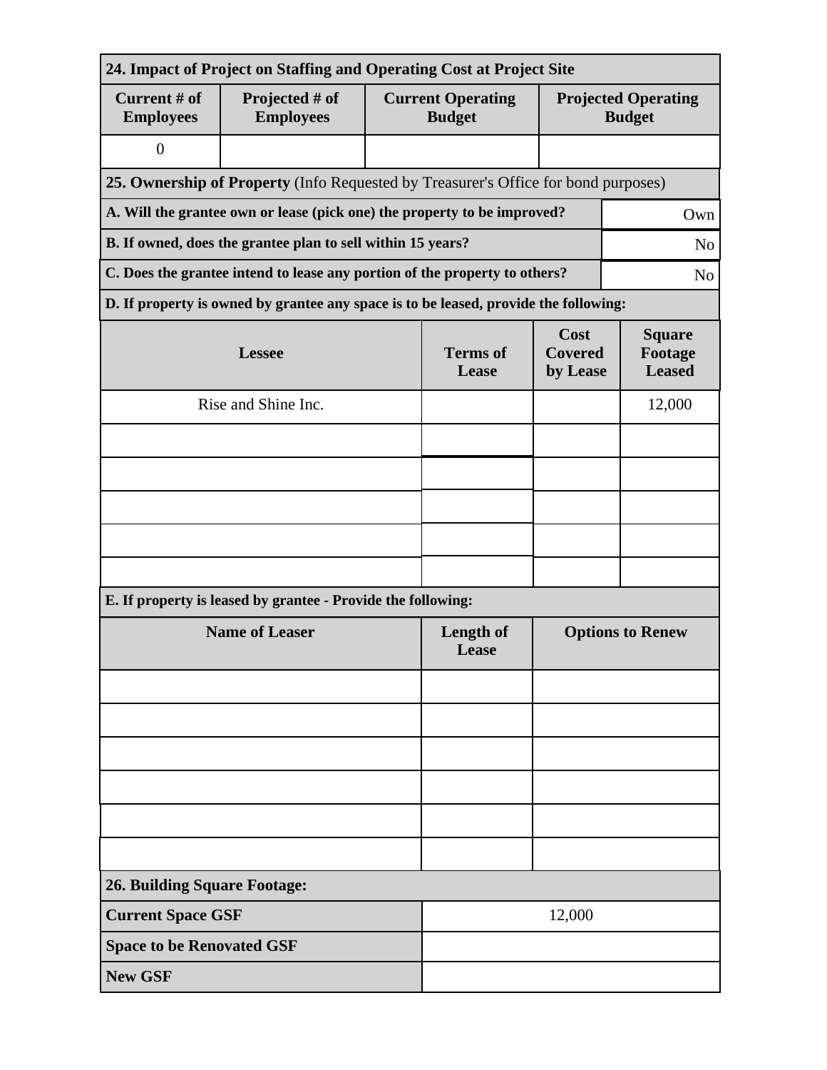**24. Impact of Project on Staffing and Operating Cost at Project Site**

| Current # of Employees | Projected # of Employees | Current Operating Budget | Projected Operating Budget |
|---|---|---|---|
| 0 | | | |

**25. Ownership of Property** (Info Requested by Treasurer's Office for bond purposes)

| | |
|---|---|
| **A. Will the grantee own or lease (pick one) the property to be improved?** | Own |
| **B. If owned, does the grantee plan to sell within 15 years?** | No |
| **C. Does the grantee intend to lease any portion of the property to others?** | No |

**D. If property is owned by grantee any space is to be leased, provide the following:**

| Lessee | Terms of Lease | Cost Covered by Lease | Square Footage Leased |
|---|---|---|---|
| Rise and Shine Inc. | | | 12,000 |
| | | | |
| | | | |
| | | | |
| | | | |
| | | | |

**E. If property is leased by grantee - Provide the following:**

| Name of Leaser | Length of Lease | Options to Renew |
|---|---|---|
| | | |
| | | |
| | | |
| | | |
| | | |
| | | |

**26. Building Square Footage:**

| | |
|---|---|
| **Current Space GSF** | 12,000 |
| **Space to be Renovated GSF** | |
| **New GSF** | |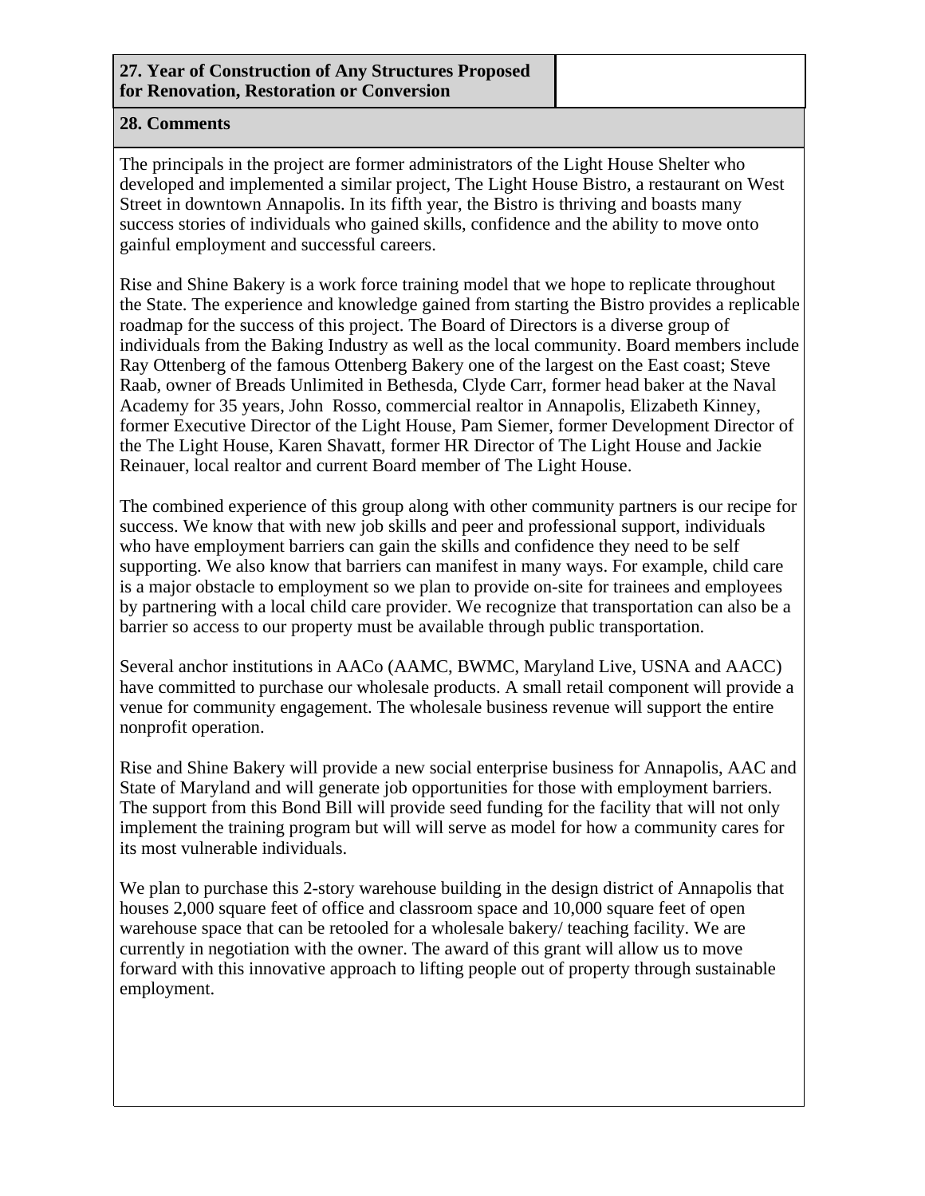| **27. Year of Construction of Any Structures Proposed for Renovation, Restoration or Conversion** | |
| --- | --- |

**28. Comments**

The principals in the project are former administrators of the Light House Shelter who developed and implemented a similar project, The Light House Bistro, a restaurant on West Street in downtown Annapolis. In its fifth year, the Bistro is thriving and boasts many success stories of individuals who gained skills, confidence and the ability to move onto gainful employment and successful careers.

Rise and Shine Bakery is a work force training model that we hope to replicate throughout the State. The experience and knowledge gained from starting the Bistro provides a replicable roadmap for the success of this project. The Board of Directors is a diverse group of individuals from the Baking Industry as well as the local community. Board members include Ray Ottenberg of the famous Ottenberg Bakery one of the largest on the East coast; Steve Raab, owner of Breads Unlimited in Bethesda, Clyde Carr, former head baker at the Naval Academy for 35 years, John Rosso, commercial realtor in Annapolis, Elizabeth Kinney, former Executive Director of the Light House, Pam Siemer, former Development Director of the The Light House, Karen Shavatt, former HR Director of The Light House and Jackie Reinauer, local realtor and current Board member of The Light House.

The combined experience of this group along with other community partners is our recipe for success. We know that with new job skills and peer and professional support, individuals who have employment barriers can gain the skills and confidence they need to be self supporting. We also know that barriers can manifest in many ways. For example, child care is a major obstacle to employment so we plan to provide on-site for trainees and employees by partnering with a local child care provider. We recognize that transportation can also be a barrier so access to our property must be available through public transportation.

Several anchor institutions in AACo (AAMC, BWMC, Maryland Live, USNA and AACC) have committed to purchase our wholesale products. A small retail component will provide a venue for community engagement. The wholesale business revenue will support the entire nonprofit operation.

Rise and Shine Bakery will provide a new social enterprise business for Annapolis, AAC and State of Maryland and will generate job opportunities for those with employment barriers. The support from this Bond Bill will provide seed funding for the facility that will not only implement the training program but will will serve as model for how a community cares for its most vulnerable individuals.

We plan to purchase this 2-story warehouse building in the design district of Annapolis that houses 2,000 square feet of office and classroom space and 10,000 square feet of open warehouse space that can be retooled for a wholesale bakery/ teaching facility. We are currently in negotiation with the owner. The award of this grant will allow us to move forward with this innovative approach to lifting people out of property through sustainable employment.